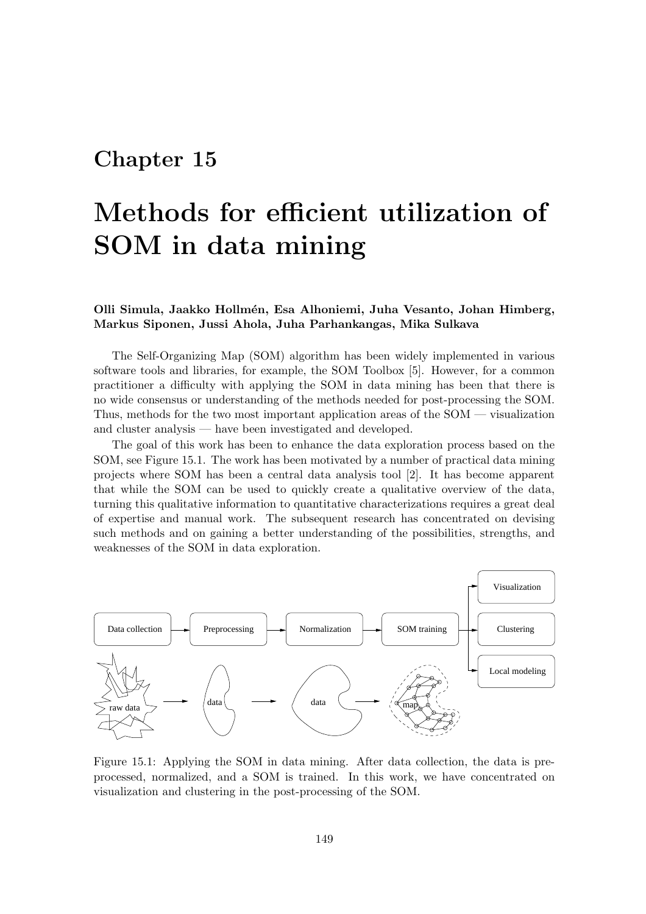# Chapter 15

# Methods for efficient utilization of SOM in data mining

**Olli Simula, Jaakko Hollmén, Esa Alhoniemi, Juha Vesanto, Johan Himberg, Markus Siponen, Jussi Ahola, Juha Parhankangas, Mika Sulkava**

The Self-Organizing Map (SOM) algorithm has been widely implemented in various software tools and libraries, for example, the SOM Toolbox [5]. However, for a common practitioner a difficulty with applying the SOM in data mining has been that there is no wide consensus or understanding of the methods needed for post-processing the SOM. Thus, methods for the two most important application areas of the SOM — visualization and cluster analysis — have been investigated and developed.

The goal of this work has been to enhance the data exploration process based on the SOM, see Figure 15.1. The work has been motivated by a number of practical data mining projects where SOM has been a central data analysis tool [2]. It has become apparent that while the SOM can be used to quickly create a qualitative overview of the data, turning this qualitative information to quantitative characterizations requires a great deal of expertise and manual work. The subsequent research has concentrated on devising such methods and on gaining a better understanding of the possibilities, strengths, and weaknesses of the SOM in data exploration.

Figure 15.1: Applying the SOM in data mining. After data collection, the data is preprocessed, normalized, and a SOM is trained. In this work, we have concentrated on visualization and clustering in the post-processing of the SOM.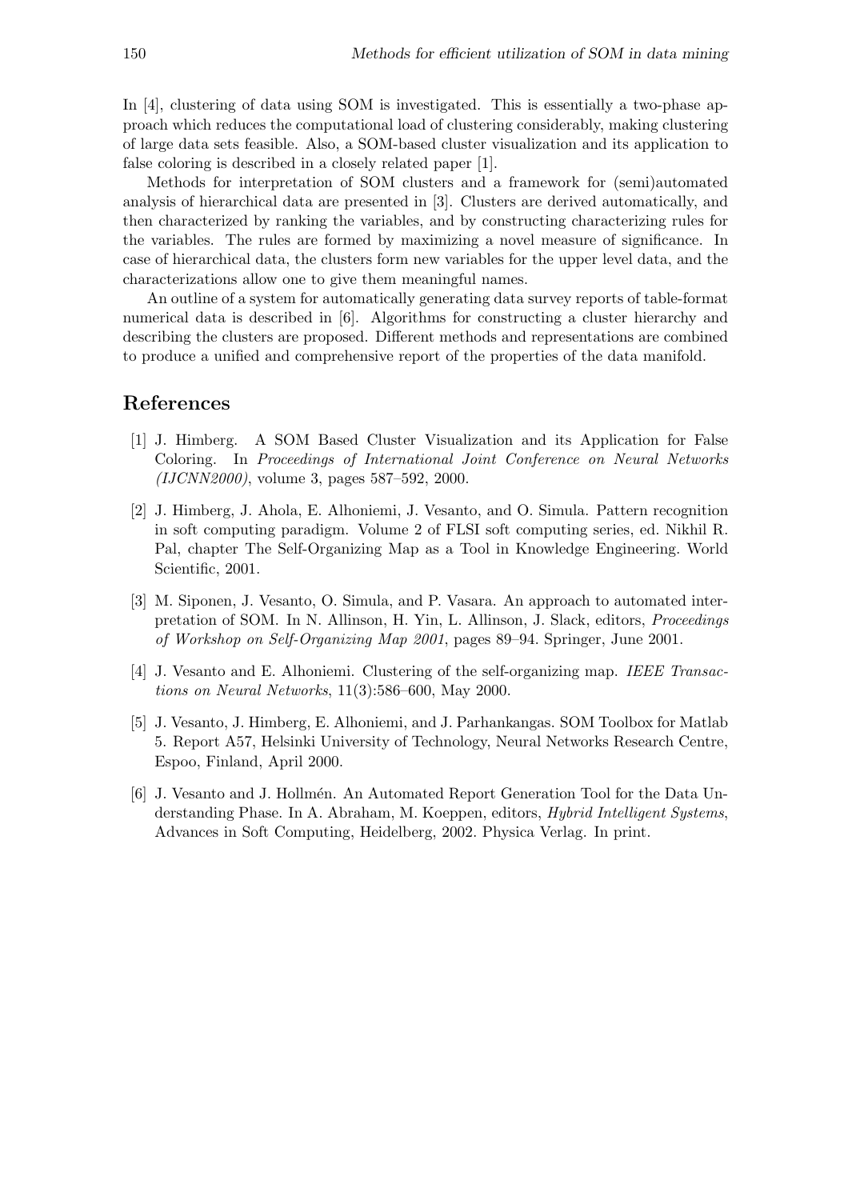In [4], clustering of data using SOM is investigated. This is essentially a two-phase approach which reduces the computational load of clustering considerably, making clustering of large data sets feasible. Also, a SOM-based cluster visualization and its application to false coloring is described in a closely related paper [1].

Methods for interpretation of SOM clusters and a framework for (semi)automated analysis of hierarchical data are presented in [3]. Clusters are derived automatically, and then characterized by ranking the variables, and by constructing characterizing rules for the variables. The rules are formed by maximizing a novel measure of significance. In case of hierarchical data, the clusters form new variables for the upper level data, and the characterizations allow one to give them meaningful names.

An outline of a system for automatically generating data survey reports of table-format numerical data is described in [6]. Algorithms for constructing a cluster hierarchy and describing the clusters are proposed. Different methods and representations are combined to produce a unified and comprehensive report of the properties of the data manifold.

## References

[1] J. Himberg. A SOM Based Cluster Visualization and its Application for False Coloring. In *Proceedings of International Joint Conference on Neural Networks (IJCNN2000)*, volume 3, pages 587–592, 2000.

[2] J. Himberg, J. Ahola, E. Alhoniemi, J. Vesanto, and O. Simula. Pattern recognition in soft computing paradigm. Volume 2 of FLSI soft computing series, ed. Nikhil R. Pal, chapter The Self-Organizing Map as a Tool in Knowledge Engineering. World Scientific, 2001.

[3] M. Siponen, J. Vesanto, O. Simula, and P. Vasara. An approach to automated interpretation of SOM. In N. Allinson, H. Yin, L. Allinson, J. Slack, editors, *Proceedings of Workshop on Self-Organizing Map 2001*, pages 89–94. Springer, June 2001.

[4] J. Vesanto and E. Alhoniemi. Clustering of the self-organizing map. *IEEE Transactions on Neural Networks*, 11(3):586–600, May 2000.

[5] J. Vesanto, J. Himberg, E. Alhoniemi, and J. Parhankangas. SOM Toolbox for Matlab 5. Report A57, Helsinki University of Technology, Neural Networks Research Centre, Espoo, Finland, April 2000.

[6] J. Vesanto and J. Hollmén. An Automated Report Generation Tool for the Data Understanding Phase. In A. Abraham, M. Koeppen, editors, *Hybrid Intelligent Systems*, Advances in Soft Computing, Heidelberg, 2002. Physica Verlag. In print.